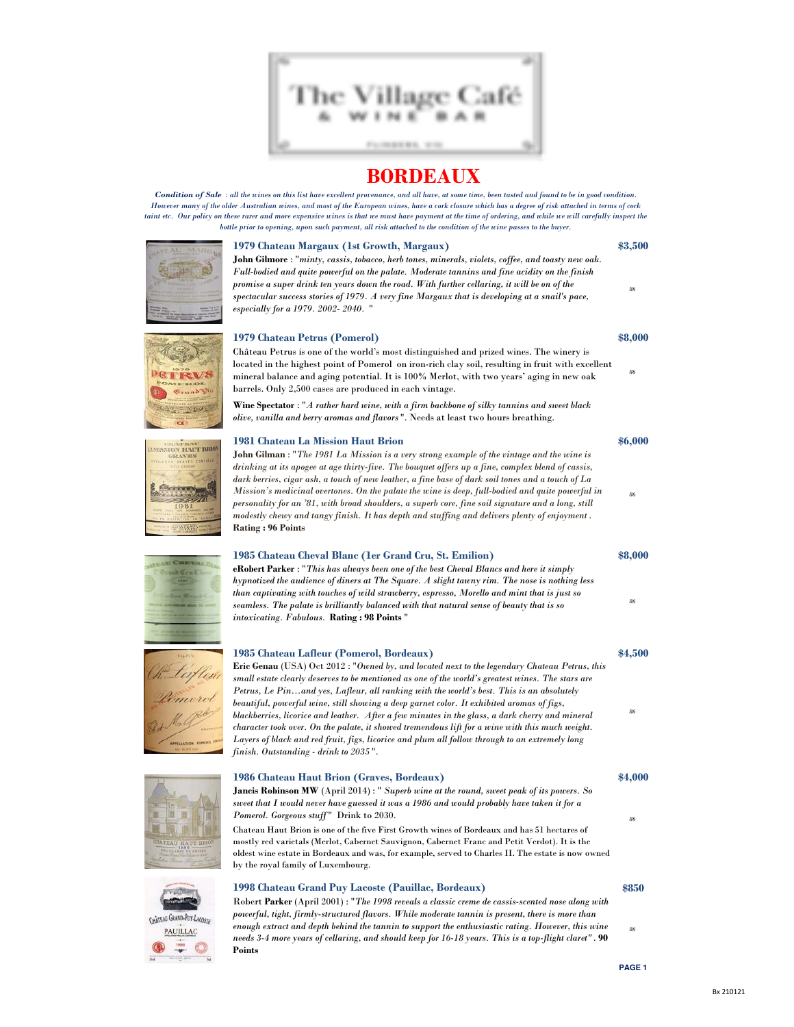# BORDEAUX

***Condition of Sale** : all the wines on this list have excellent provenance, and all have, at some time, been tasted and found to be in good condition. However many of the older Australian wines, and most of the European wines, have a cork closure which has a degree of risk attached in terms of cork taint etc. Our policy on these rarer and more expensive wines is that we must have payment at the time of ordering, and while we will carefully inspect the bottle prior to opening, upon such payment, all risk attached to the condition of the wine passes to the buyer.*

### 1979 Chateau Margaux (1st Growth, Margaux) — $3,500

**John Gilmore** : "*minty, cassis, tobacco, herb tones, minerals, violets, coffee, and toasty new oak. Full-bodied and quite powerful on the palate. Moderate tannins and fine acidity on the finish promise a super drink ten years down the road. With further cellaring, it will be on of the spectacular success stories of 1979. A very fine Margaux that is developing at a snail's pace, especially for a 1979. 2002- 2040.* "

86

### 1979 Chateau Petrus (Pomerol) — $8,000

Château Petrus is one of the world's most distinguished and prized wines. The winery is located in the highest point of Pomerol on iron-rich clay soil, resulting in fruit with excellent mineral balance and aging potential. It is 100% Merlot, with two years' aging in new oak barrels. Only 2,500 cases are produced in each vintage.

**Wine Spectator** : "*A rather hard wine, with a firm backbone of silky tannins and sweet black olive, vanilla and berry aromas and flavors*". Needs at least two hours breathing.

86

### 1981 Chateau La Mission Haut Brion — $6,000

**John Gilman** : "*The 1981 La Mission is a very strong example of the vintage and the wine is drinking at its apogee at age thirty-five. The bouquet offers up a fine, complex blend of cassis, dark berries, cigar ash, a touch of new leather, a fine base of dark soil tones and a touch of La Mission's medicinal overtones. On the palate the wine is deep, full-bodied and quite powerful in personality for an '81, with broad shoulders, a superb core, fine soil signature and a long, still modestly chewy and tangy finish. It has depth and stuffing and delivers plenty of enjoyment*.

**Rating : 96 Points**

86

### 1985 Chateau Cheval Blanc (1er Grand Cru, St. Emilion) — $8,000

**eRobert Parker** : "*This has always been one of the best Cheval Blancs and here it simply hypnotized the audience of diners at The Square. A slight tawny rim. The nose is nothing less than captivating with touches of wild strawberry, espresso, Morello and mint that is just so seamless. The palate is brilliantly balanced with that natural sense of beauty that is so intoxicating. Fabulous.* **Rating : 98 Points** "

86

### 1985 Chateau Lafleur (Pomerol, Bordeaux) — $4,500

**Eric Genau** (USA) Oct 2012 : "*Owned by, and located next to the legendary Chateau Petrus, this small estate clearly deserves to be mentioned as one of the world's greatest wines. The stars are Petrus, Le Pin…and yes, Lafleur, all ranking with the world's best. This is an absolutely beautiful, powerful wine, still showing a deep garnet color. It exhibited aromas of figs, blackberries, licorice and leather. After a few minutes in the glass, a dark cherry and mineral character took over. On the palate, it showed tremendous lift for a wine with this much weight. Layers of black and red fruit, figs, licorice and plum all follow through to an extremely long finish. Outstanding - drink to 2035*".

86

### 1986 Chateau Haut Brion (Graves, Bordeaux) — $4,000

**Jancis Robinson MW** (April 2014) : " *Superb wine at the round, sweet peak of its powers. So sweet that I would never have guessed it was a 1986 and would probably have taken it for a Pomerol. Gorgeous stuff*" Drink to 2030.

Chateau Haut Brion is one of the five First Growth wines of Bordeaux and has 51 hectares of mostly red varietals (Merlot, Cabernet Sauvignon, Cabernet Franc and Petit Verdot). It is the oldest wine estate in Bordeaux and was, for example, served to Charles II. The estate is now owned by the royal family of Luxembourg.

86

### 1998 Chateau Grand Puy Lacoste (Pauillac, Bordeaux) — $850

Robert **Parker** (April 2001) : "*The 1998 reveals a classic creme de cassis-scented nose along with powerful, tight, firmly-structured flavors. While moderate tannin is present, there is more than enough extract and depth behind the tannin to support the enthusiastic rating. However, this wine needs 3-4 more years of cellaring, and should keep for 16-18 years. This is a top-flight claret*". **90 Points**

86

Bx 210121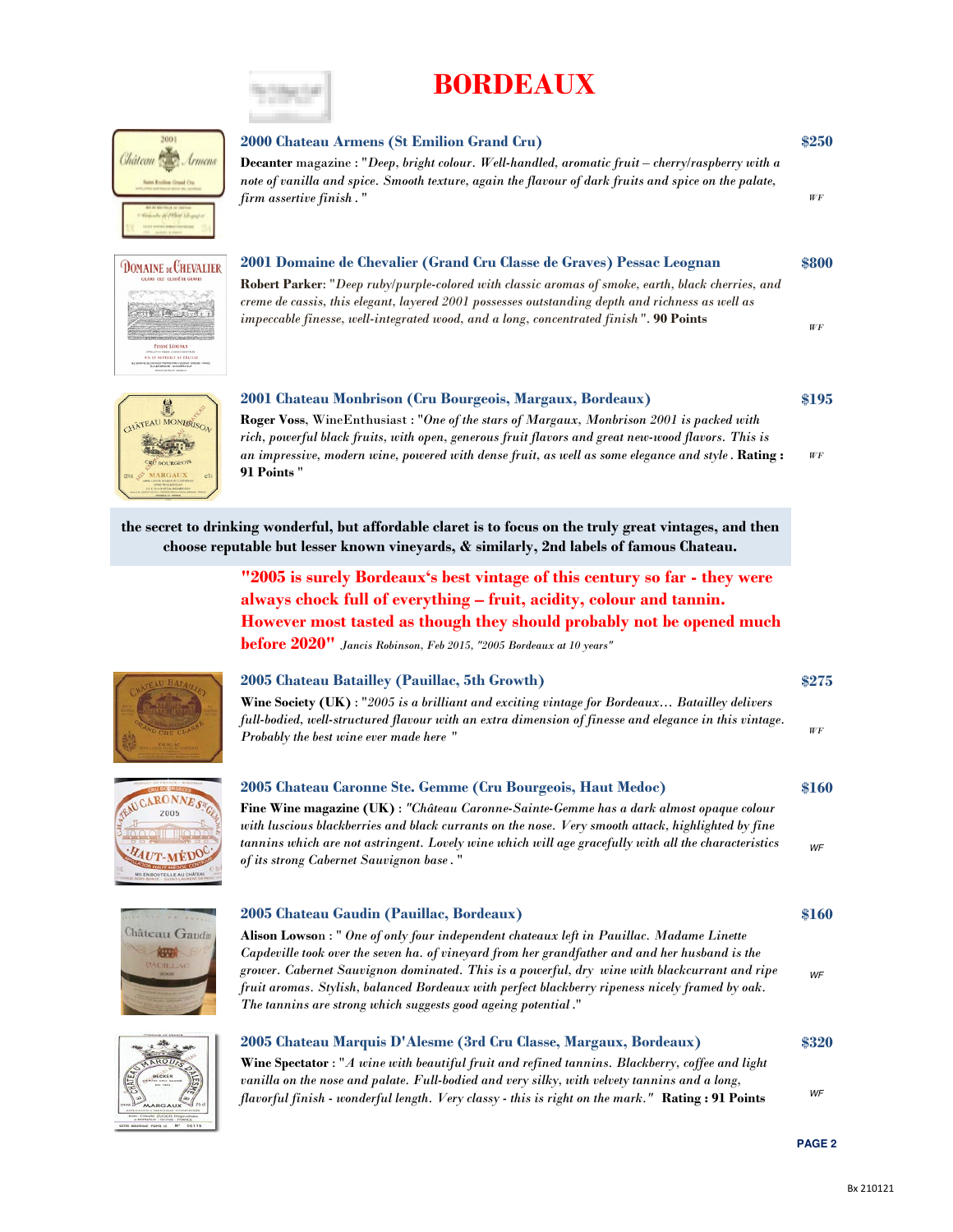# BORDEAUX

**2000 Chateau Armens (St Emilion Grand Cru)** **$250**

**Decanter** magazine : "*Deep, bright colour. Well-handled, aromatic fruit – cherry/raspberry with a note of vanilla and spice. Smooth texture, again the flavour of dark fruits and spice on the palate, firm assertive finish .*"

*WF*

**2001 Domaine de Chevalier (Grand Cru Classe de Graves) Pessac Leognan** **$800**

**Robert Parker**: "*Deep ruby/purple-colored with classic aromas of smoke, earth, black cherries, and creme de cassis, this elegant, layered 2001 possesses outstanding depth and richness as well as impeccable finesse, well-integrated wood, and a long, concentrated finish*". **90 Points**

*WF*

**2001 Chateau Monbrison (Cru Bourgeois, Margaux, Bordeaux)** **$195**

**Roger Voss**, WineEnthusiast : "*One of the stars of Margaux, Monbrison 2001 is packed with rich, powerful black fruits, with open, generous fruit flavors and great new-wood flavors. This is an impressive, modern wine, powered with dense fruit, as well as some elegance and style .* **Rating : 91 Points** "

*WF*

**the secret to drinking wonderful, but affordable claret is to focus on the truly great vintages, and then choose reputable but lesser known vineyards, & similarly, 2nd labels of famous Chateau.**

**"2005 is surely Bordeaux's best vintage of this century so far - they were always chock full of everything – fruit, acidity, colour and tannin. However most tasted as though they should probably not be opened much before 2020"** *Jancis Robinson, Feb 2015, "2005 Bordeaux at 10 years"*

**2005 Chateau Batailley (Pauillac, 5th Growth)** **$275**

**Wine Society (UK)** : "*2005 is a brilliant and exciting vintage for Bordeaux… Batailley delivers full-bodied, well-structured flavour with an extra dimension of finesse and elegance in this vintage. Probably the best wine ever made here* "

*WF*

**2005 Chateau Caronne Ste. Gemme (Cru Bourgeois, Haut Medoc)** **$160**

**Fine Wine magazine (UK)** : *"Château Caronne-Sainte-Gemme has a dark almost opaque colour with luscious blackberries and black currants on the nose. Very smooth attack, highlighted by fine tannins which are not astringent. Lovely wine which will age gracefully with all the characteristics of its strong Cabernet Sauvignon base .* "

*WF*

**2005 Chateau Gaudin (Pauillac, Bordeaux)** **$160**

**Alison Lowson** : " *One of only four independent chateaux left in Pauillac. Madame Linette Capdeville took over the seven ha. of vineyard from her grandfather and and her husband is the grower. Cabernet Sauvignon dominated. This is a powerful, dry wine with blackcurrant and ripe fruit aromas. Stylish, balanced Bordeaux with perfect blackberry ripeness nicely framed by oak. The tannins are strong which suggests good ageing potential .*"

*WF*

**2005 Chateau Marquis D'Alesme (3rd Cru Classe, Margaux, Bordeaux)** **$320**

**Wine Spectator** : "*A wine with beautiful fruit and refined tannins. Blackberry, coffee and light vanilla on the nose and palate. Full-bodied and very silky, with velvety tannins and a long, flavorful finish - wonderful length. Very classy - this is right on the mark."* **Rating : 91 Points**

*WF*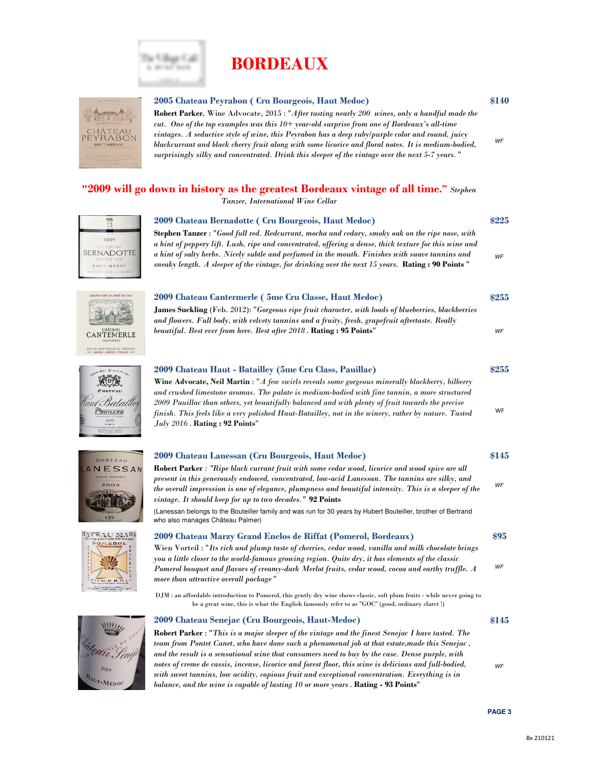# BORDEAUX

### 2005 Chateau Peyrabon ( Cru Bourgeois, Haut Medoc) — $140

**Robert Parker**, Wine Advocate, 2015 : "*After tasting nearly 200 wines, only a handful made the cut. One of the top examples was this 10+ year-old surprise from one of Bordeaux's all-time vintages. A seductive style of wine, this Peyrabon has a deep ruby/purple color and round, juicy blackcurrant and black cherry fruit along with some licorice and floral notes. It is medium-bodied, surprisingly silky and concentrated. Drink this sleeper of the vintage over the next 5-7 years.* "

*WF*

## "2009 will go down in history as the greatest Bordeaux vintage of all time." *Stephen Tanzer, International Wine Cellar*

### 2009 Chateau Bernadotte ( Cru Bourgeois, Haut Medoc) — $225

**Stephen Tanzer** : "*Good full red. Redcurrant, mocha and cedary, smoky oak on the ripe nose, with a hint of peppery lift. Lush, ripe and concentrated, offering a dense, thick texture for this wine and a hint of salty herbs. Nicely subtle and perfumed in the mouth. Finishes with suave tannins and sneaky length. A sleeper of the vintage, for drinking over the next 15 years.* **Rating : 90 Points** "

*WF*

### 2009 Chateau Cantermerle ( 5me Cru Classe, Haut Medoc) — $255

**James Suckling** (Feb. 2012): "*Gorgeous ripe fruit character, with loads of blueberries, blackberries and flowers. Full body, with velvety tannins and a fruity, fresh, grapefruit aftertaste. Really beautiful. Best ever from here. Best after 2018* . **Rating : 95 Points**"

*WF*

### 2009 Chateau Haut - Batailley (5me Cru Class, Pauillac) — $255

**Wine Advocate, Neil Martin** : "*A few swirls reveals some gorgeous minerally blackberry, bilberry and crushed limestone aromas. The palate is medium-bodied with fine tannin, a more structured 2009 Pauillac than others, yet beautifully balanced and with plenty of fruit towards the precise finish. This feels like a very polished Haut-Batailley, not in the winery, rather by nature. Tasted July 2016* . **Rating : 92 Points**"

WF

### 2009 Chateau Lanessan (Cru Bourgeois, Haut Medoc) — $145

**Robert Parker** : "*Ripe black currant fruit with some cedar wood, licorice and wood spice are all present in this generously endowed, concentrated, low-acid Lanessan. The tannins are silky, and the overall impression is one of elegance, plumpness and beautiful intensity. This is a sleeper of the vintage. It should keep for up to two decades.*" **92 Points**

*WF*

(Lanessan belongs to the Bouteiller family and was run for 30 years by Hubert Bouteiller, brother of Bertrand who also manages Château Palmer)

### 2009 Chateau Marzy Grand Enclos de Riffat (Pomerol, Bordeaux) — $95

Wien Vorteil : "*Its rich and plump taste of cherries, cedar wood, vanilla and milk chocolate brings you a little closer to the world-famous growing region. Quite dry, it has elements of the classic Pomerol bouquet and flavors of creamy-dark Merlot fruits, cedar wood, cocoa and earthy truffle. A more than attractive overall package*"

*WF*

DJM : an affordable introduction to Pomerol, this gently dry wine shows classic, soft plum fruits - while never going to be a great wine, this is what the English famously refer to as "GOC" (good, ordinary claret !)

### 2009 Chateau Senejac (Cru Bourgeois, Haut-Medoc) — $145

**Robert Parker** : "*This is a major sleeper of the vintage and the finest Senejac I have tasted. The team from Pontet Canet, who have done such a phenomenal job at that estate,made this Senejac , and the result is a sensational wine that consumers need to buy by the case. Dense purple, with notes of creme de cassis, incense, licorice and forest floor, this wine is delicious and full-bodied, with sweet tannins, low acidity, copious fruit and exceptional concentration. Everything is in balance, and the wine is capable of lasting 10 or more years* . **Rating - 93 Points**"

*WF*

Bx 210121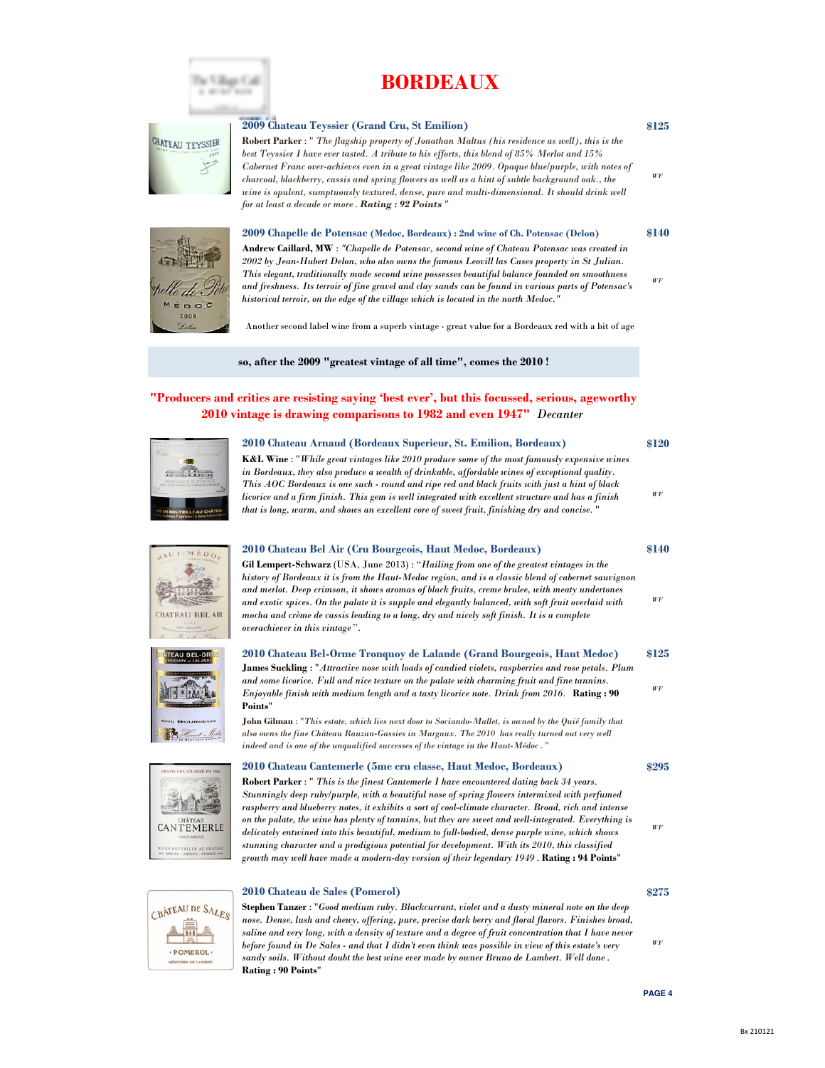# BORDEAUX

### 2009 Chateau Teyssier (Grand Cru, St Emilion) — $125

**Robert Parker** : " *The flagship property of Jonathan Maltus (his residence as well), this is the best Teyssier I have ever tasted. A tribute to his efforts, this blend of 85% Merlot and 15% Cabernet Franc over-achieves even in a great vintage like 2009. Opaque blue/purple, with notes of charcoal, blackberry, cassis and spring flowers as well as a hint of subtle background oak., the wine is opulent, sumptuously textured, dense, pure and multi-dimensional. It should drink well for at least a decade or more . **Rating : 92 Points** "*

*WF*

### 2009 Chapelle de Potensac (Medoc, Bordeaux) : 2nd wine of Ch. Potensac (Delon) — $140

**Andrew Caillard, MW** : *"Chapelle de Potensac, second wine of Chateau Potensac was created in 2002 by Jean-Hubert Delon, who also owns the famous Leovill las Cases property in St Julian. This elegant, traditionally made second wine possesses beautiful balance founded on smoothness and freshness. Its terroir of fine gravel and clay sands can be found in various parts of Potensac's historical terroir, on the edge of the village which is located in the north Medoc."*

*WF*

Another second label wine from a superb vintage - great value for a Bordeaux red with a bit of age

**so, after the 2009 "greatest vintage of all time", comes the 2010 !**

**"Producers and critics are resisting saying 'best ever', but this focussed, serious, ageworthy 2010 vintage is drawing comparisons to 1982 and even 1947"** *Decanter*

### 2010 Chateau Arnaud (Bordeaux Superieur, St. Emilion, Bordeaux) — $120

**K&L Wine** : "*While great vintages like 2010 produce some of the most famously expensive wines in Bordeaux, they also produce a wealth of drinkable, affordable wines of exceptional quality. This AOC Bordeaux is one such - round and ripe red and black fruits with just a hint of black licorice and a firm finish. This gem is well integrated with excellent structure and has a finish that is long, warm, and shows an excellent core of sweet fruit, finishing dry and concise.* "

*WF*

### 2010 Chateau Bel Air (Cru Bourgeois, Haut Medoc, Bordeaux) — $140

**Gil Lempert-Schwarz** (USA, June 2013) : "*Hailing from one of the greatest vintages in the history of Bordeaux it is from the Haut-Medoc region, and is a classic blend of cabernet sauvignon and merlot. Deep crimson, it shows aromas of black fruits, creme brulee, with meaty undertones and exotic spices. On the palate it is supple and elegantly balanced, with soft fruit overlaid with mocha and crème de cassis leading to a long, dry and nicely soft finish. It is a complete overachiever in this vintage*".

*WF*

### 2010 Chateau Bel-Orme Tronquoy de Lalande (Grand Bourgeois, Haut Medoc) — $125

**James Suckling** : "*Attractive nose with loads of candied violets, raspberries and rose petals. Plum and some licorice. Full and nice texture on the palate with charming fruit and fine tannins. Enjoyable finish with medium length and a tasty licorice note. Drink from 2016.* **Rating : 90 Points**"

**John Gilman** : "*This estate, which lies next door to Sociando-Mallet, is owned by the Quié family that also owns the fine Château Rauzan-Gassies in Margaux. The 2010 has really turned out very well indeed and is one of the unqualified successes of the vintage in the Haut-Médoc .* "

*WF*

### 2010 Chateau Cantemerle (5me cru classe, Haut Medoc, Bordeaux) — $295

**Robert Parker** : " *This is the finest Cantemerle I have encountered dating back 34 years. Stunningly deep ruby/purple, with a beautiful nose of spring flowers intermixed with perfumed raspberry and blueberry notes, it exhibits a sort of cool-climate character. Broad, rich and intense on the palate, the wine has plenty of tannins, but they are sweet and well-integrated. Everything is delicately entwined into this beautiful, medium to full-bodied, dense purple wine, which shows stunning character and a prodigious potential for development. With its 2010, this classified growth may well have made a modern-day version of their legendary 1949 .* **Rating : 94 Points**"

*WF*

### 2010 Chateau de Sales (Pomerol) — $275

**Stephen Tanzer** : "*Good medium ruby. Blackcurrant, violet and a dusty mineral note on the deep nose. Dense, lush and chewy, offering, pure, precise dark berry and floral flavors. Finishes broad, saline and very long, with a density of texture and a degree of fruit concentration that I have never before found in De Sales - and that I didn't even think was possible in view of this estate's very sandy soils. Without doubt the best wine ever made by owner Bruno de Lambert. Well done .* **Rating : 90 Points**"

*WF*

Bx 210121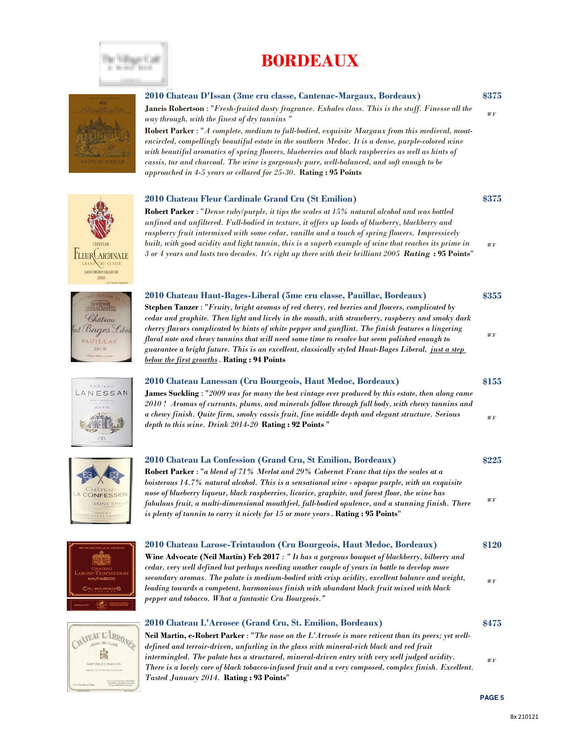# BORDEAUX

### 2010 Chateau D'Issan (3me cru classe, Cantenac-Margaux, Bordeaux) — $375

**Jancis Robertson** : "*Fresh-fruited dusty fragrance. Exhales class. This is the stuff. Finesse all the way through, with the finest of dry tannins* "

**Robert Parker** : "*A complete, medium to full-bodied, exquisite Margaux from this medieval, moat-encircled, compellingly beautiful estate in the southern Medoc. It is a dense, purple-colored wine with beautiful aromatics of spring flowers, blueberries and black raspberries as well as hints of cassis, tar and charcoal. The wine is gorgeously pure, well-balanced, and soft enough to be approached in 4-5 years or cellared for 25-30*. **Rating : 95 Points**

*WF*

### 2010 Chateau Fleur Cardinale Grand Cru (St Emilion) — $375

**Robert Parker** : "*Dense ruby/purple, it tips the scales at 15% natural alcohol and was bottled unfined and unfiltered. Full-bodied in texture, it offers up loads of blueberry, blackberry and raspberry fruit intermixed with some cedar, vanilla and a touch of spring flowers. Impressively built, with good acidity and light tannin, this is a superb example of wine that reaches its prime in 3 or 4 years and lasts two decades. It's right up there with their brilliant 2005* ***Rating*** **: 95 Points**"

*WF*

### 2010 Chateau Haut-Bages-Liberal (5me cru classe, Pauillac, Bordeaux) — $355

**Stephen Tanzer** : "*Fruity, bright aromas of red cherry, red berries and flowers, complicated by cedar and graphite. Then light and lively in the mouth, with strawberry, raspberry and smoky dark cherry flavors complicated by hints of white pepper and gunflint. The finish features a lingering floral note and chewy tannins that will need some time to resolve but seem polished enough to guarantee a bright future. This is an excellent, classically styled Haut-Bages Liberal, <u>just a step below the first growths</u>*. **Rating : 94 Points**

*WF*

### 2010 Chateau Lanessan (Cru Bourgeois, Haut Medoc, Bordeaux) — $155

**James Suckling** : "*2009 was for many the best vintage ever produced by this estate, then along came 2010 ! Aromas of currants, plums, and minerals follow through full body, with chewy tannins and a chewy finish. Quite firm, smoky cassis fruit, fine middle depth and elegant structure. Serious depth to this wine. Drink 2014-20* **Rating : 92 Points** "

*WF*

### 2010 Chateau La Confession (Grand Cru, St Emilion, Bordeaux) — $225

**Robert Parker** : "*a blend of 71% Merlot and 29% Cabernet Franc that tips the scales at a boisterous 14.7% natural alcohol. This is a sensational wine - opaque purple, with an exquisite nose of blueberry liqueur, black raspberries, licorice, graphite, and forest floor, the wine has fabulous fruit, a multi-dimensional mouthfeel, full-bodied opulence, and a stunning finish. There is plenty of tannin to carry it nicely for 15 or more years*. **Rating : 95 Points**"

*WF*

### 2010 Chateau Larose-Trintaudon (Cru Bourgeois, Haut Medoc, Bordeaux) — $120

**Wine Advocate (Neil Martin) Feb 2017** *: " It has a gorgeous bouquet of blackberry, bilberry and cedar, very well defined but perhaps needing another couple of years in bottle to develop more secondary aromas. The palate is medium-bodied with crisp acidity, excellent balance and weight, leading towards a competent, harmonious finish with abundant black fruit mixed with black pepper and tobacco. What a fantastic Cru Bourgeois."*

*WF*

### 2010 Chateau L'Arrosee (Grand Cru, St. Emilion, Bordeaux) — $475

**Neil Martin, e-Robert Parker** : "*The nose on the L'Arrosée is more reticent than its peers; yet well-defined and terroir-driven, unfurling in the glass with mineral-rich black and red fruit intermingled. The palate has a structured, mineral-driven entry with very well judged acidity. There is a lovely core of black tobacco-infused fruit and a very composed, complex finish. Excellent. Tasted January 2014*. **Rating : 93 Points**"

*WF*

Bx 210121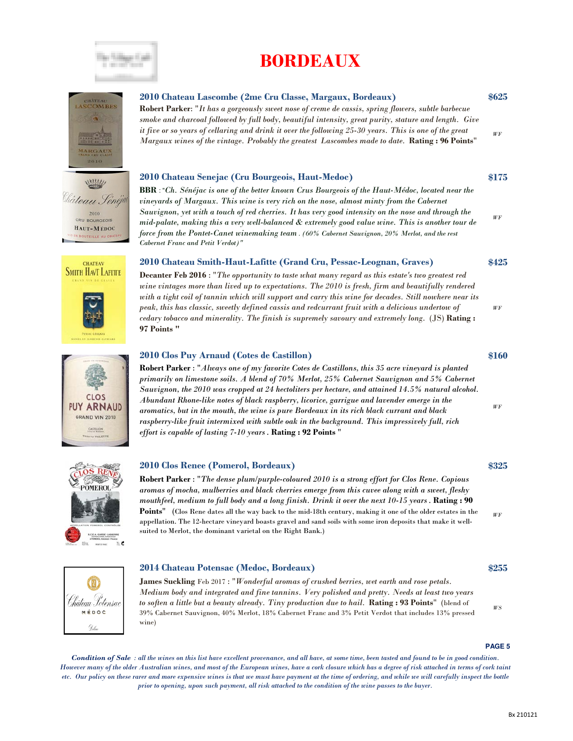# BORDEAUX

### 2010 Chateau Lascombe (2me Cru Classe, Margaux, Bordeaux) — $625

**Robert Parker**: "*It has a gorgeously sweet nose of creme de cassis, spring flowers, subtle barbecue smoke and charcoal followed by full body, beautiful intensity, great purity, stature and length. Give it five or so years of cellaring and drink it over the following 25-30 years. This is one of the great Margaux wines of the vintage. Probably the greatest Lascombes made to date.* **Rating : 96 Points**"

*WF*

### 2010 Chateau Senejac (Cru Bourgeois, Haut-Medoc) — $175

**BBR** : "*Ch. Sénéjac is one of the better known Crus Bourgeois of the Haut-Médoc, located near the vineyards of Margaux. This wine is very rich on the nose, almost minty from the Cabernet Sauvignon, yet with a touch of red cherries. It has very good intensity on the nose and through the mid-palate, making this a very well-balanced & extremely good value wine. This is another tour de force from the Pontet-Canet winemaking team . (60% Cabernet Sauvignon, 20% Merlot, and the rest Cabernet Franc and Petit Verdot)"*

*WF*

### 2010 Chateau Smith-Haut-Lafitte (Grand Cru, Pessac-Leognan, Graves) — $425

**Decanter Feb 2016** : "*The opportunity to taste what many regard as this estate's two greatest red wine vintages more than lived up to expectations. The 2010 is fresh, firm and beautifully rendered with a tight coil of tannin which will support and carry this wine for decades. Still nowhere near its peak, this has classic, sweetly defined cassis and redcurrant fruit with a delicious undertow of cedary tobacco and minerality. The finish is supremely savoury and extremely long.* (JS) **Rating : 97 Points** "

*WF*

### 2010 Clos Puy Arnaud (Cotes de Castillon) — $160

**Robert Parker** : "*Always one of my favorite Cotes de Castillons, this 35 acre vineyard is planted primarily on limestone soils. A blend of 70% Merlot, 25% Cabernet Sauvignon and 5% Cabernet Sauvignon, the 2010 was cropped at 24 hectoliters per hectare, and attained 14.5% natural alcohol. Abundant Rhone-like notes of black raspberry, licorice, garrigue and lavender emerge in the aromatics, but in the mouth, the wine is pure Bordeaux in its rich black currant and black raspberry-like fruit intermixed with subtle oak in the background. This impressively full, rich effort is capable of lasting 7-10 years .* **Rating : 92 Points** "

*WF*

### 2010 Clos Renee (Pomerol, Bordeaux) — $325

**Robert Parker** : "*The dense plum/purple-coloured 2010 is a strong effort for Clos Rene. Copious aromas of mocha, mulberries and black cherries emerge from this cuvee along with a sweet, fleshy mouthfeel, medium to full body and a long finish. Drink it over the next 10-15 years .* **Rating : 90 Points**" (Clos Rene dates all the way back to the mid-18th century, making it one of the older estates in the appellation. The 12-hectare vineyard boasts gravel and sand soils with some iron deposits that make it well-suited to Merlot, the dominant varietal on the Right Bank.)

*WF*

### 2014 Chateau Potensac (Medoc, Bordeaux) — $255

**James Suckling** Feb 2017 : "*Wonderful aromas of crushed berries, wet earth and rose petals. Medium body and integrated and fine tannins. Very polished and pretty. Needs at least two years to soften a little but a beauty already. Tiny production due to hail.* **Rating : 93 Points**" (blend of 39% Cabernet Sauvignon, 40% Merlot, 18% Cabernet Franc and 3% Petit Verdot that includes 13% pressed wine)

*WS*

***Condition of Sale*** *: all the wines on this list have excellent provenance, and all have, at some time, been tasted and found to be in good condition. However many of the older Australian wines, and most of the European wines, have a cork closure which has a degree of risk attached in terms of cork taint etc. Our policy on these rarer and more expensive wines is that we must have payment at the time of ordering, and while we will carefully inspect the bottle prior to opening, upon such payment, all risk attached to the condition of the wine passes to the buyer.*

Bx 210121